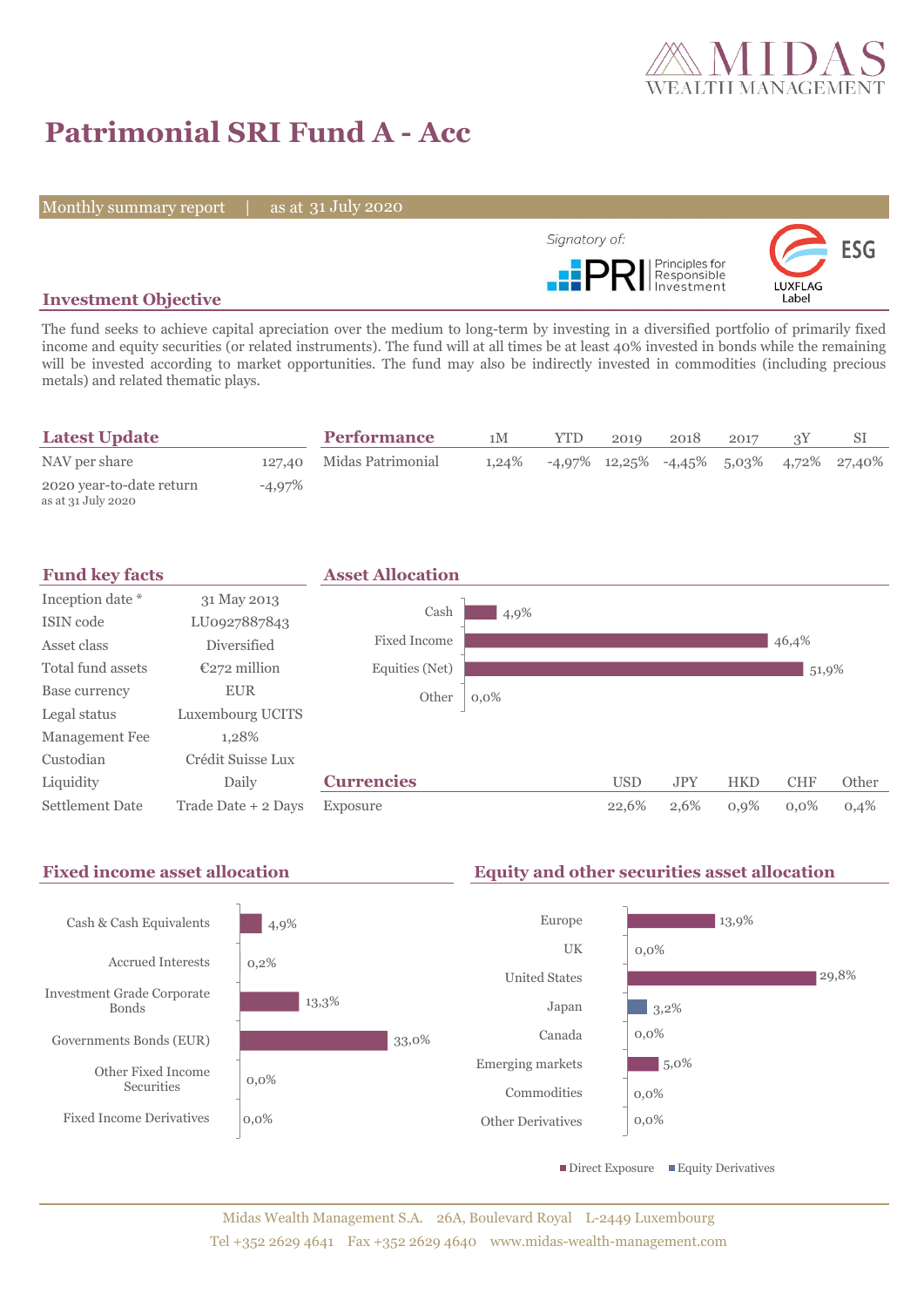# Patrimonial SRI Fund A - Acc

Monthly summary report | as at 31 July 2020

Signatory of: PRI Principles for Responsible Investment

ESG LUXFLAG Label

## Investment Objective

The fund seeks to achieve capital apreciation over the medium to long-term by investing in a diversified portfolio of primarily fixed income and equity securities (or related instruments). The fund will at all times be at least 40% invested in bonds while the remaining will be invested according to market opportunities. The fund may also be indirectly invested in commodities (including precious metals) and related thematic plays.

## Latest Update

| | |
|---|---|
| NAV per share | 127,40 |
| 2020 year-to-date return as at 31 July 2020 | -4,97% |

## Performance

| | 1M | YTD | 2019 | 2018 | 2017 | 3Y | SI |
|---|---|---|---|---|---|---|---|
| Midas Patrimonial | 1,24% | -4,97% | 12,25% | -4,45% | 5,03% | 4,72% | 27,40% |

## Fund key facts

| | |
|---|---|
| Inception date * | 31 May 2013 |
| ISIN code | LU0927887843 |
| Asset class | Diversified |
| Total fund assets | €272 million |
| Base currency | EUR |
| Legal status | Luxembourg UCITS |
| Management Fee | 1,28% |
| Custodian | Crédit Suisse Lux |
| Liquidity | Daily |
| Settlement Date | Trade Date + 2 Days |

## Asset Allocation

| | |
|---|---|
| Cash | 4,9% |
| Fixed Income | 46,4% |
| Equities (Net) | 51,9% |
| Other | 0,0% |

## Currencies

| | USD | JPY | HKD | CHF | Other |
|---|---|---|---|---|---|
| Exposure | 22,6% | 2,6% | 0,9% | 0,0% | 0,4% |

## Fixed income asset allocation

| | |
|---|---|
| Cash & Cash Equivalents | 4,9% |
| Accrued Interests | 0,2% |
| Investment Grade Corporate Bonds | 13,3% |
| Governments Bonds (EUR) | 33,0% |
| Other Fixed Income Securities | 0,0% |
| Fixed Income Derivatives | 0,0% |

## Equity and other securities asset allocation

| | |
|---|---|
| Europe | 13,9% |
| UK | 0,0% |
| United States | 29,8% |
| Japan | 3,2% |
| Canada | 0,0% |
| Emerging markets | 5,0% |
| Commodities | 0,0% |
| Other Derivatives | 0,0% |

Direct Exposure ■ Equity Derivatives

Midas Wealth Management S.A. 26A, Boulevard Royal L-2449 Luxembourg
Tel +352 2629 4641 Fax +352 2629 4640 www.midas-wealth-management.com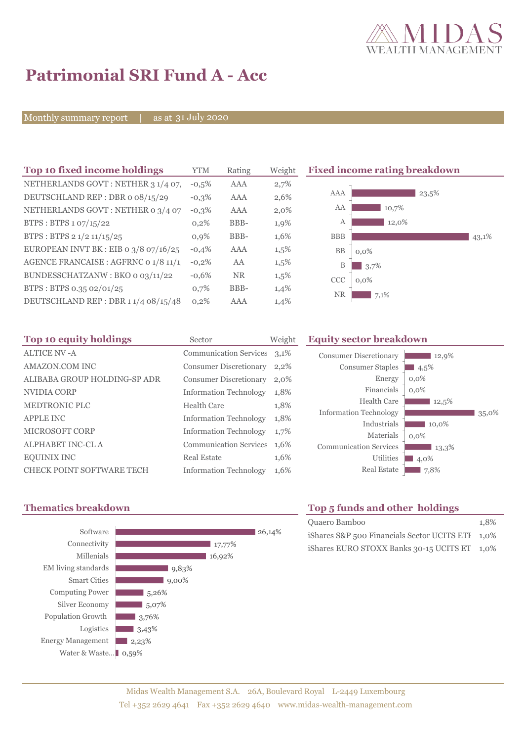# Patrimonial SRI Fund A - Acc

Monthly summary report | as at 31 July 2020

## Top 10 fixed income holdings

| Top 10 fixed income holdings | YTM | Rating | Weight |
|---|---|---|---|
| NETHERLANDS GOVT : NETHER 3 1/4 07/ | -0,5% | AAA | 2,7% |
| DEUTSCHLAND REP : DBR 0 08/15/29 | -0,3% | AAA | 2,6% |
| NETHERLANDS GOVT : NETHER 0 3/4 07 | -0,3% | AAA | 2,0% |
| BTPS : BTPS 1 07/15/22 | 0,2% | BBB- | 1,9% |
| BTPS : BTPS 2 1/2 11/15/25 | 0,9% | BBB- | 1,6% |
| EUROPEAN INVT BK : EIB 0 3/8 07/16/25 | -0,4% | AAA | 1,5% |
| AGENCE FRANCAISE : AGFRNC 0 1/8 11/1 | -0,2% | AA | 1,5% |
| BUNDESSCHATZANW : BKO 0 03/11/22 | -0,6% | NR | 1,5% |
| BTPS : BTPS 0.35 02/01/25 | 0,7% | BBB- | 1,4% |
| DEUTSCHLAND REP : DBR 1 1/4 08/15/48 | 0,2% | AAA | 1,4% |

## Fixed income rating breakdown

| Rating | Weight |
|---|---|
| AAA | 23,5% |
| AA | 10,7% |
| A | 12,0% |
| BBB | 43,1% |
| BB | 0,0% |
| B | 3,7% |
| CCC | 0,0% |
| NR | 7,1% |

## Top 10 equity holdings

| Top 10 equity holdings | Sector | Weight |
|---|---|---|
| ALTICE NV -A | Communication Services | 3,1% |
| AMAZON.COM INC | Consumer Discretionary | 2,2% |
| ALIBABA GROUP HOLDING-SP ADR | Consumer Discretionary | 2,0% |
| NVIDIA CORP | Information Technology | 1,8% |
| MEDTRONIC PLC | Health Care | 1,8% |
| APPLE INC | Information Technology | 1,8% |
| MICROSOFT CORP | Information Technology | 1,7% |
| ALPHABET INC-CL A | Communication Services | 1,6% |
| EQUINIX INC | Real Estate | 1,6% |
| CHECK POINT SOFTWARE TECH | Information Technology | 1,6% |

## Equity sector breakdown

| Sector | Weight |
|---|---|
| Consumer Discretionary | 12,9% |
| Consumer Staples | 4,5% |
| Energy | 0,0% |
| Financials | 0,0% |
| Health Care | 12,5% |
| Information Technology | 35,0% |
| Industrials | 10,0% |
| Materials | 0,0% |
| Communication Services | 13,3% |
| Utilities | 4,0% |
| Real Estate | 7,8% |

## Thematics breakdown

| Thematic | Weight |
|---|---|
| Software | 26,14% |
| Connectivity | 17,77% |
| Millenials | 16,92% |
| EM living standards | 9,83% |
| Smart Cities | 9,00% |
| Computing Power | 5,26% |
| Silver Economy | 5,07% |
| Population Growth | 3,76% |
| Logistics | 3,43% |
| Energy Management | 2,23% |
| Water & Waste... | 0,59% |

## Top 5 funds and other holdings

| Fund | Weight |
|---|---|
| Quaero Bamboo | 1,8% |
| iShares S&P 500 Financials Sector UCITS ETI | 1,0% |
| iShares EURO STOXX Banks 30-15 UCITS ET | 1,0% |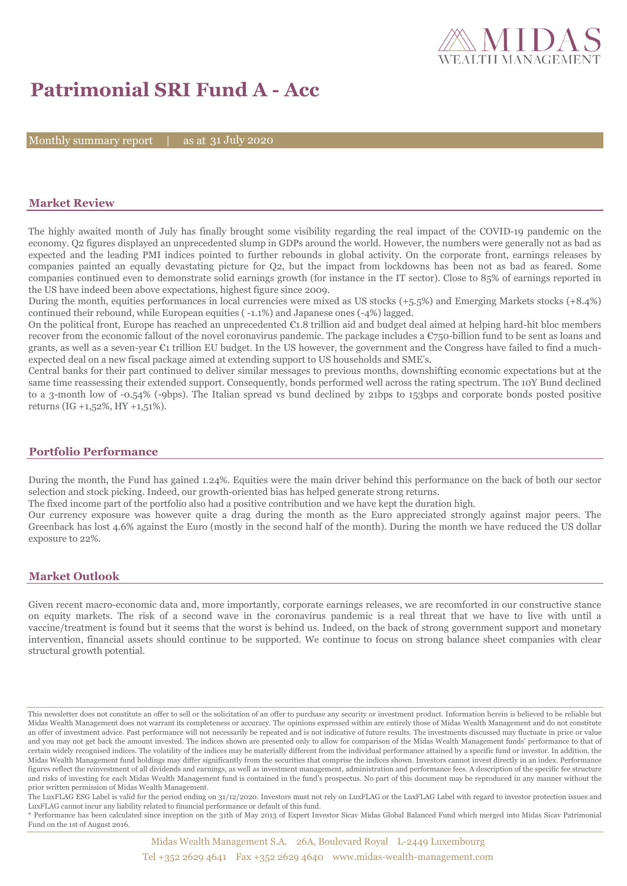# Patrimonial SRI Fund A - Acc

Monthly summary report | as at 31 July 2020

## Market Review

The highly awaited month of July has finally brought some visibility regarding the real impact of the COVID-19 pandemic on the economy. Q2 figures displayed an unprecedented slump in GDPs around the world. However, the numbers were generally not as bad as expected and the leading PMI indices pointed to further rebounds in global activity. On the corporate front, earnings releases by companies painted an equally devastating picture for Q2, but the impact from lockdowns has been not as bad as feared. Some companies continued even to demonstrate solid earnings growth (for instance in the IT sector). Close to 85% of earnings reported in the US have indeed been above expectations, highest figure since 2009.

During the month, equities performances in local currencies were mixed as US stocks (+5.5%) and Emerging Markets stocks (+8.4%) continued their rebound, while European equities ( -1.1%) and Japanese ones (-4%) lagged.

On the political front, Europe has reached an unprecedented €1.8 trillion aid and budget deal aimed at helping hard-hit bloc members recover from the economic fallout of the novel coronavirus pandemic. The package includes a €750-billion fund to be sent as loans and grants, as well as a seven-year €1 trillion EU budget. In the US however, the government and the Congress have failed to find a much-expected deal on a new fiscal package aimed at extending support to US households and SME's.

Central banks for their part continued to deliver similar messages to previous months, downshifting economic expectations but at the same time reassessing their extended support. Consequently, bonds performed well across the rating spectrum. The 10Y Bund declined to a 3-month low of -0.54% (-9bps). The Italian spread vs bund declined by 21bps to 153bps and corporate bonds posted positive returns (IG +1,52%, HY +1,51%).

## Portfolio Performance

During the month, the Fund has gained 1.24%. Equities were the main driver behind this performance on the back of both our sector selection and stock picking. Indeed, our growth-oriented bias has helped generate strong returns.

The fixed income part of the portfolio also had a positive contribution and we have kept the duration high.

Our currency exposure was however quite a drag during the month as the Euro appreciated strongly against major peers. The Greenback has lost 4.6% against the Euro (mostly in the second half of the month). During the month we have reduced the US dollar exposure to 22%.

## Market Outlook

Given recent macro-economic data and, more importantly, corporate earnings releases, we are recomforted in our constructive stance on equity markets. The risk of a second wave in the coronavirus pandemic is a real threat that we have to live with until a vaccine/treatment is found but it seems that the worst is behind us. Indeed, on the back of strong government support and monetary intervention, financial assets should continue to be supported. We continue to focus on strong balance sheet companies with clear structural growth potential.

This newsletter does not constitute an offer to sell or the solicitation of an offer to purchase any security or investment product. Information herein is believed to be reliable but Midas Wealth Management does not warrant its completeness or accuracy. The opinions expressed within are entirely those of Midas Wealth Management and do not constitute an offer of investment advice. Past performance will not necessarily be repeated and is not indicative of future results. The investments discussed may fluctuate in price or value and you may not get back the amount invested. The indices shown are presented only to allow for comparison of the Midas Wealth Management funds' performance to that of certain widely recognised indices. The volatility of the indices may be materially different from the individual performance attained by a specific fund or investor. In addition, the Midas Wealth Management fund holdings may differ significantly from the securities that comprise the indices shown. Investors cannot invest directly in an index. Performance figures reflect the reinvestment of all dividends and earnings, as well as investment management, administration and performance fees. A description of the specific fee structure and risks of investing for each Midas Wealth Management fund is contained in the fund's prospectus. No part of this document may be reproduced in any manner without the prior written permission of Midas Wealth Management.

The LuxFLAG ESG Label is valid for the period ending on 31/12/2020. Investors must not rely on LuxFLAG or the LuxFLAG Label with regard to investor protection issues and LuxFLAG cannot incur any liability related to financial performance or default of this fund.

* Performance has been calculated since inception on the 31th of May 2013 of Expert Investor Sicav Midas Global Balanced Fund which merged into Midas Sicav Patrimonial Fund on the 1st of August 2016.

Midas Wealth Management S.A. 26A, Boulevard Royal L-2449 Luxembourg

Tel +352 2629 4641 Fax +352 2629 4640 www.midas-wealth-management.com